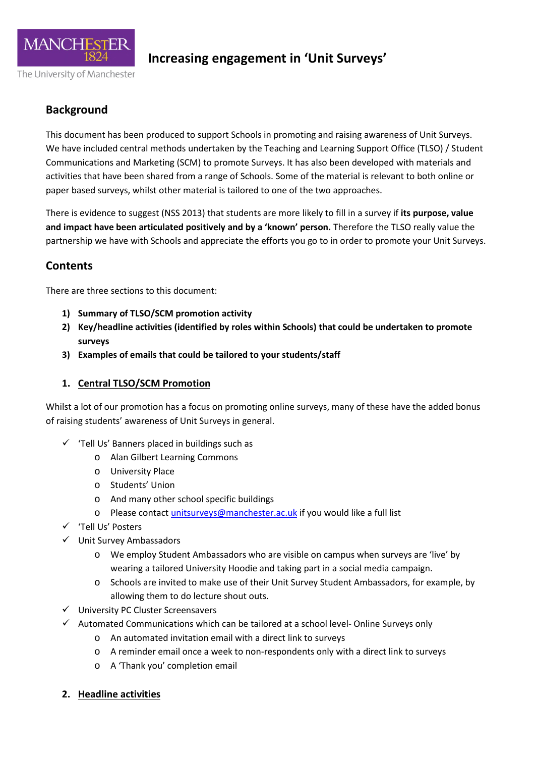MANCHESTER 1824

The University of Manchester

# Increasing engagement in 'Unit Surveys'

## Background

This document has been produced to support Schools in promoting and raising awareness of Unit Surveys. We have included central methods undertaken by the Teaching and Learning Support Office (TLSO) / Student Communications and Marketing (SCM) to promote Surveys. It has also been developed with materials and activities that have been shared from a range of Schools. Some of the material is relevant to both online or paper based surveys, whilst other material is tailored to one of the two approaches.

There is evidence to suggest (NSS 2013) that students are more likely to fill in a survey if **its purpose, value and impact have been articulated positively and by a 'known' person.** Therefore the TLSO really value the partnership we have with Schools and appreciate the efforts you go to in order to promote your Unit Surveys.

## Contents

There are three sections to this document:

1) **Summary of TLSO/SCM promotion activity**
2) **Key/headline activities (identified by roles within Schools) that could be undertaken to promote surveys**
3) **Examples of emails that could be tailored to your students/staff**

### 1. Central TLSO/SCM Promotion

Whilst a lot of our promotion has a focus on promoting online surveys, many of these have the added bonus of raising students' awareness of Unit Surveys in general.

- ✓ 'Tell Us' Banners placed in buildings such as
  - Alan Gilbert Learning Commons
  - University Place
  - Students' Union
  - And many other school specific buildings
  - Please contact unitsurveys@manchester.ac.uk if you would like a full list
- ✓ 'Tell Us' Posters
- ✓ Unit Survey Ambassadors
  - We employ Student Ambassadors who are visible on campus when surveys are 'live' by wearing a tailored University Hoodie and taking part in a social media campaign.
  - Schools are invited to make use of their Unit Survey Student Ambassadors, for example, by allowing them to do lecture shout outs.
- ✓ University PC Cluster Screensavers
- ✓ Automated Communications which can be tailored at a school level- Online Surveys only
  - An automated invitation email with a direct link to surveys
  - A reminder email once a week to non-respondents only with a direct link to surveys
  - A 'Thank you' completion email

### 2. Headline activities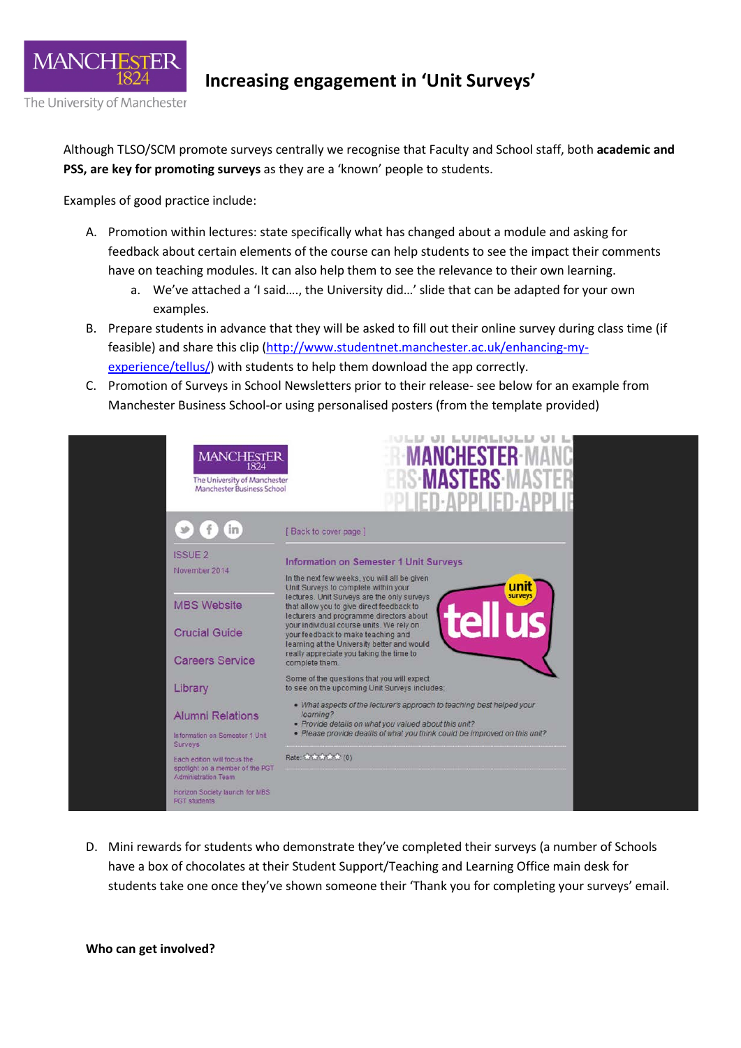# Increasing engagement in 'Unit Surveys'

Although TLSO/SCM promote surveys centrally we recognise that Faculty and School staff, both **academic and PSS, are key for promoting surveys** as they are a 'known' people to students.

Examples of good practice include:

A. Promotion within lectures: state specifically what has changed about a module and asking for feedback about certain elements of the course can help students to see the impact their comments have on teaching modules. It can also help them to see the relevance to their own learning.
   a. We've attached a 'I said…., the University did…' slide that can be adapted for your own examples.
B. Prepare students in advance that they will be asked to fill out their online survey during class time (if feasible) and share this clip (http://www.studentnet.manchester.ac.uk/enhancing-my-experience/tellus/) with students to help them download the app correctly.
C. Promotion of Surveys in School Newsletters prior to their release- see below for an example from Manchester Business School-or using personalised posters (from the template provided)

ISSUE 2
November 2014

MBS Website
Crucial Guide
Careers Service
Library
Alumni Relations

Information on Semester 1 Unit Surveys

Each edition will focus the spotlight on a member of the PGT Administration Team

Horizon Society launch for MBS PGT students

[ Back to cover page ]

**Information on Semester 1 Unit Surveys**

In the next few weeks, you will all be given Unit Surveys to complete within your lectures. Unit Surveys are the only surveys that allow you to give direct feedback to lecturers and programme directors about your individual course units. We rely on your feedback to make teaching and learning at the University better and would really appreciate you taking the time to complete them.

Some of the questions that you will expect to see on the upcoming Unit Surveys includes:

- *What aspects of the lecturer's approach to teaching best helped your learning?*
- *Provide details on what you valued about this unit?*
- *Please provide dealils of what you think could be improved on this unit?*

Rate: ☆☆☆☆☆ (0)

D. Mini rewards for students who demonstrate they've completed their surveys (a number of Schools have a box of chocolates at their Student Support/Teaching and Learning Office main desk for students take one once they've shown someone their 'Thank you for completing your surveys' email.

**Who can get involved?**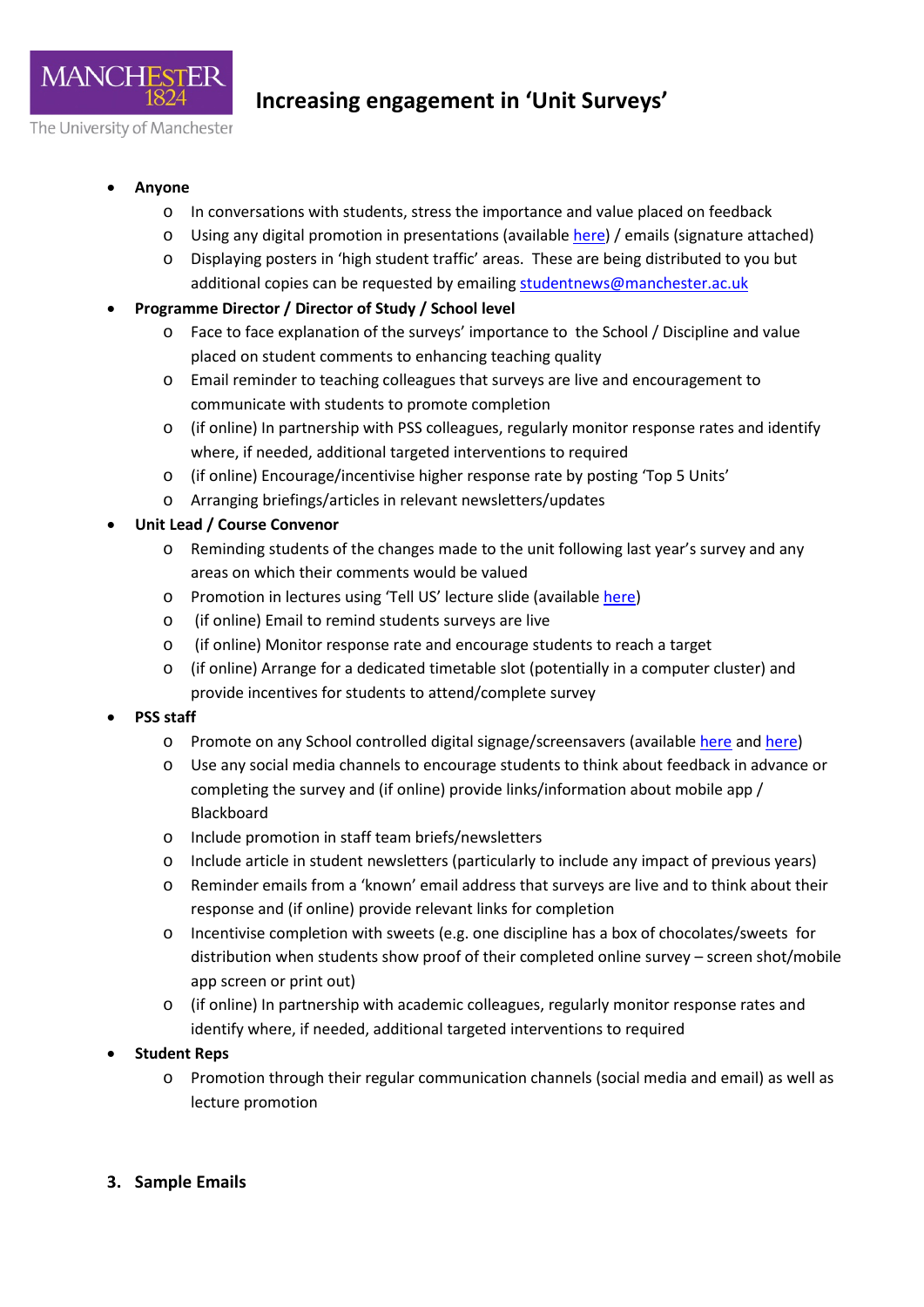# Increasing engagement in 'Unit Surveys'

- **Anyone**
  - In conversations with students, stress the importance and value placed on feedback
  - Using any digital promotion in presentations (available here) / emails (signature attached)
  - Displaying posters in 'high student traffic' areas. These are being distributed to you but additional copies can be requested by emailing studentnews@manchester.ac.uk
- **Programme Director / Director of Study / School level**
  - Face to face explanation of the surveys' importance to the School / Discipline and value placed on student comments to enhancing teaching quality
  - Email reminder to teaching colleagues that surveys are live and encouragement to communicate with students to promote completion
  - (if online) In partnership with PSS colleagues, regularly monitor response rates and identify where, if needed, additional targeted interventions to required
  - (if online) Encourage/incentivise higher response rate by posting 'Top 5 Units'
  - Arranging briefings/articles in relevant newsletters/updates
- **Unit Lead / Course Convenor**
  - Reminding students of the changes made to the unit following last year's survey and any areas on which their comments would be valued
  - Promotion in lectures using 'Tell US' lecture slide (available here)
  - (if online) Email to remind students surveys are live
  - (if online) Monitor response rate and encourage students to reach a target
  - (if online) Arrange for a dedicated timetable slot (potentially in a computer cluster) and provide incentives for students to attend/complete survey
- **PSS staff**
  - Promote on any School controlled digital signage/screensavers (available here and here)
  - Use any social media channels to encourage students to think about feedback in advance or completing the survey and (if online) provide links/information about mobile app / Blackboard
  - Include promotion in staff team briefs/newsletters
  - Include article in student newsletters (particularly to include any impact of previous years)
  - Reminder emails from a 'known' email address that surveys are live and to think about their response and (if online) provide relevant links for completion
  - Incentivise completion with sweets (e.g. one discipline has a box of chocolates/sweets for distribution when students show proof of their completed online survey – screen shot/mobile app screen or print out)
  - (if online) In partnership with academic colleagues, regularly monitor response rates and identify where, if needed, additional targeted interventions to required
- **Student Reps**
  - Promotion through their regular communication channels (social media and email) as well as lecture promotion

## 3. Sample Emails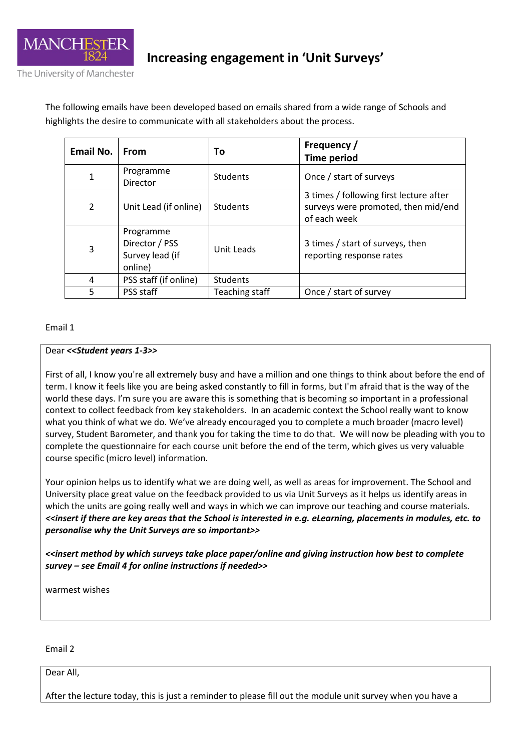# Increasing engagement in 'Unit Surveys'

The following emails have been developed based on emails shared from a wide range of Schools and highlights the desire to communicate with all stakeholders about the process.

| Email No. | From | To | Frequency / Time period |
|---|---|---|---|
| 1 | Programme Director | Students | Once / start of surveys |
| 2 | Unit Lead (if online) | Students | 3 times / following first lecture after surveys were promoted, then mid/end of each week |
| 3 | Programme Director / PSS Survey lead (if online) | Unit Leads | 3 times / start of surveys, then reporting response rates |
| 4 | PSS staff (if online) | Students | |
| 5 | PSS staff | Teaching staff | Once / start of survey |

Email 1

Dear ***<<Student years 1-3>>***

First of all, I know you're all extremely busy and have a million and one things to think about before the end of term. I know it feels like you are being asked constantly to fill in forms, but I'm afraid that is the way of the world these days. I'm sure you are aware this is something that is becoming so important in a professional context to collect feedback from key stakeholders. In an academic context the School really want to know what you think of what we do. We've already encouraged you to complete a much broader (macro level) survey, Student Barometer, and thank you for taking the time to do that. We will now be pleading with you to complete the questionnaire for each course unit before the end of the term, which gives us very valuable course specific (micro level) information.

Your opinion helps us to identify what we are doing well, as well as areas for improvement. The School and University place great value on the feedback provided to us via Unit Surveys as it helps us identify areas in which the units are going really well and ways in which we can improve our teaching and course materials. ***<<insert if there are key areas that the School is interested in e.g. eLearning, placements in modules, etc. to personalise why the Unit Surveys are so important>>***

***<<insert method by which surveys take place paper/online and giving instruction how best to complete survey – see Email 4 for online instructions if needed>>***

warmest wishes

Email 2

Dear All,

After the lecture today, this is just a reminder to please fill out the module unit survey when you have a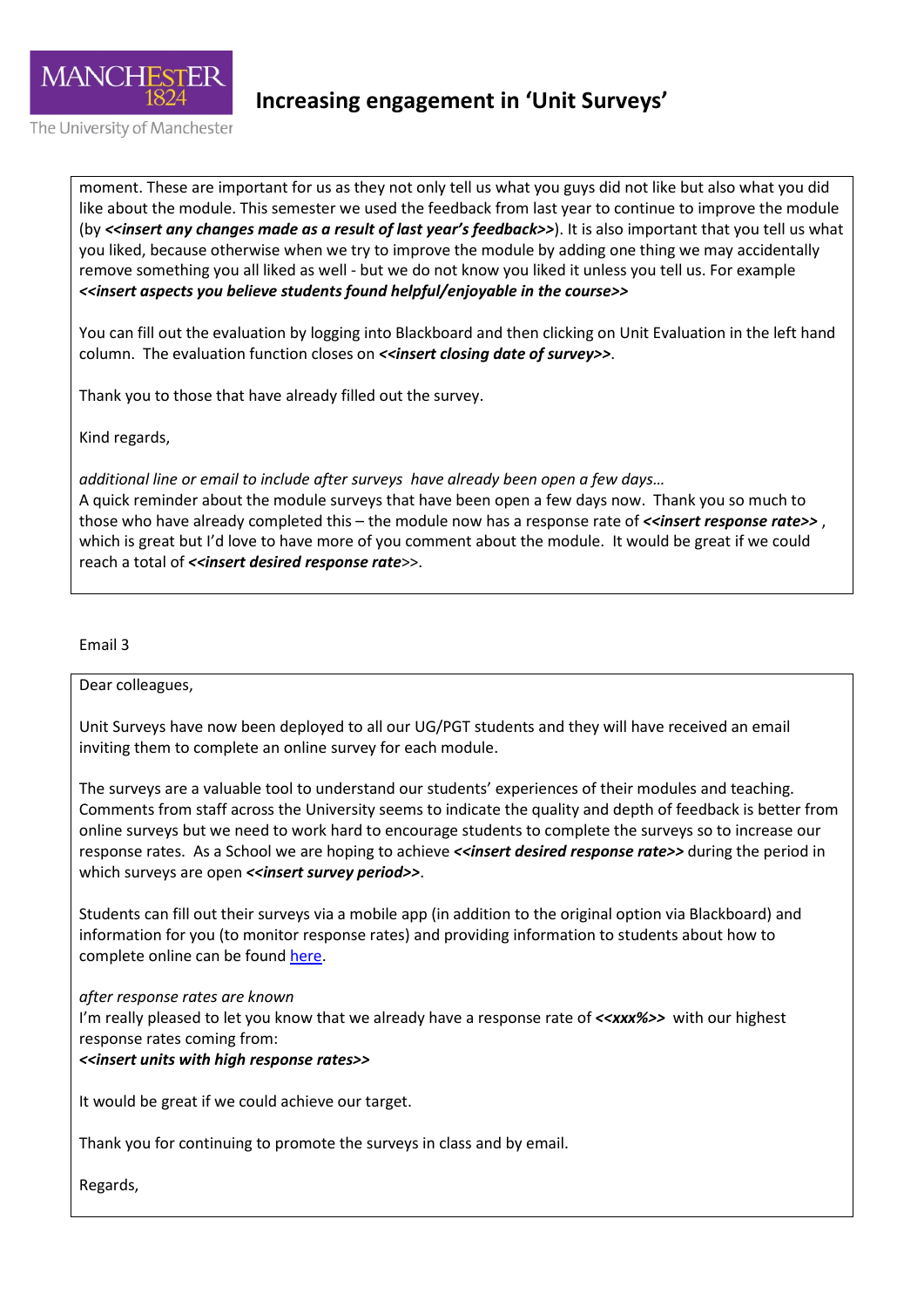moment. These are important for us as they not only tell us what you guys did not like but also what you did like about the module. This semester we used the feedback from last year to continue to improve the module (by ***<<insert any changes made as a result of last year's feedback>>***). It is also important that you tell us what you liked, because otherwise when we try to improve the module by adding one thing we may accidentally remove something you all liked as well - but we do not know you liked it unless you tell us. For example ***<<insert aspects you believe students found helpful/enjoyable in the course>>***

You can fill out the evaluation by logging into Blackboard and then clicking on Unit Evaluation in the left hand column. The evaluation function closes on ***<<insert closing date of survey>>***.

Thank you to those that have already filled out the survey.

Kind regards,

*additional line or email to include after surveys have already been open a few days…*
A quick reminder about the module surveys that have been open a few days now. Thank you so much to those who have already completed this – the module now has a response rate of ***<<insert response rate>>*** , which is great but I'd love to have more of you comment about the module. It would be great if we could reach a total of ***<<insert desired response rate***>>.

Email 3

Dear colleagues,

Unit Surveys have now been deployed to all our UG/PGT students and they will have received an email inviting them to complete an online survey for each module.

The surveys are a valuable tool to understand our students' experiences of their modules and teaching. Comments from staff across the University seems to indicate the quality and depth of feedback is better from online surveys but we need to work hard to encourage students to complete the surveys so to increase our response rates. As a School we are hoping to achieve ***<<insert desired response rate>>*** during the period in which surveys are open ***<<insert survey period>>***.

Students can fill out their surveys via a mobile app (in addition to the original option via Blackboard) and information for you (to monitor response rates) and providing information to students about how to complete online can be found here.

*after response rates are known*
I'm really pleased to let you know that we already have a response rate of ***<<xxx%>>*** with our highest response rates coming from:
***<<insert units with high response rates>>***

It would be great if we could achieve our target.

Thank you for continuing to promote the surveys in class and by email.

Regards,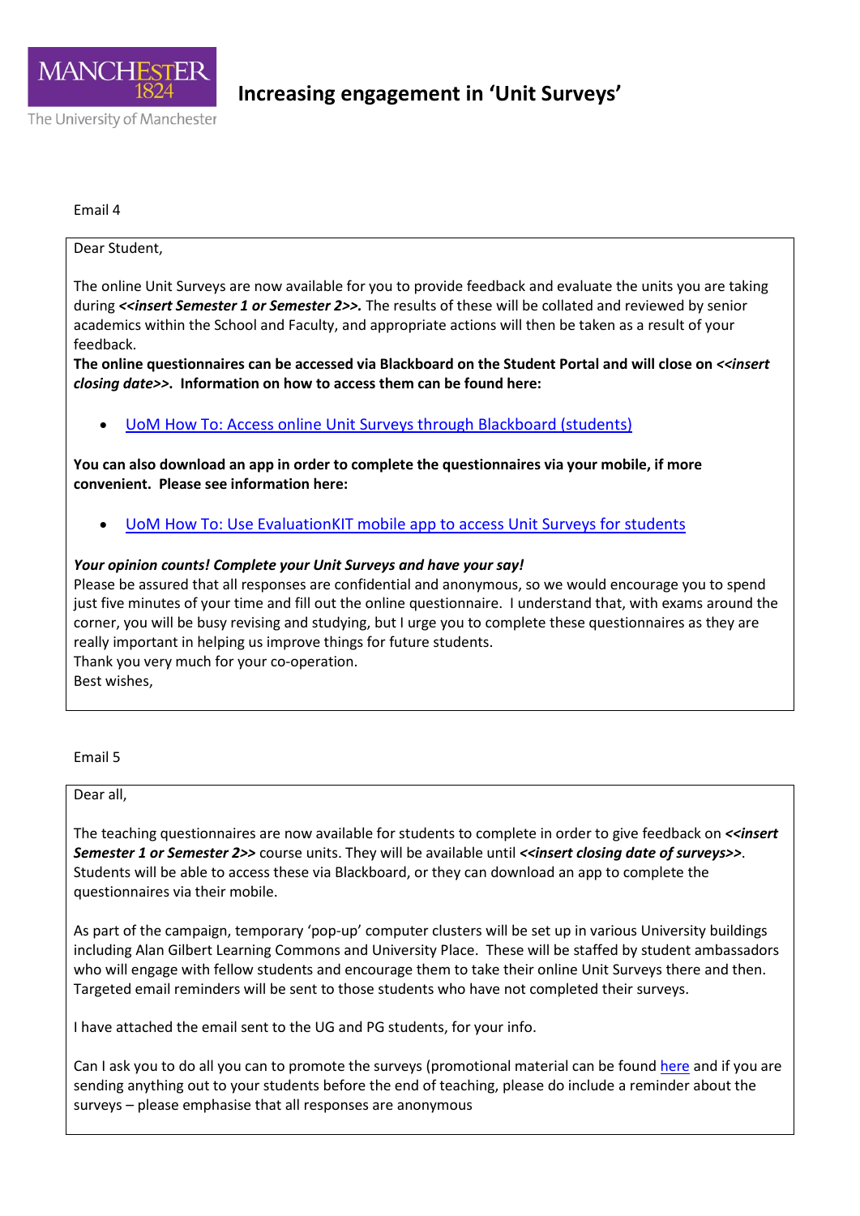# Increasing engagement in 'Unit Surveys'

Email 4

Dear Student,

The online Unit Surveys are now available for you to provide feedback and evaluate the units you are taking during ***<<insert Semester 1 or Semester 2>>.*** The results of these will be collated and reviewed by senior academics within the School and Faculty, and appropriate actions will then be taken as a result of your feedback.

**The online questionnaires can be accessed via Blackboard on the Student Portal and will close on *<<insert closing date>>*. Information on how to access them can be found here:**

- UoM How To: Access online Unit Surveys through Blackboard (students)

**You can also download an app in order to complete the questionnaires via your mobile, if more convenient. Please see information here:**

- UoM How To: Use EvaluationKIT mobile app to access Unit Surveys for students

***Your opinion counts! Complete your Unit Surveys and have your say!***

Please be assured that all responses are confidential and anonymous, so we would encourage you to spend just five minutes of your time and fill out the online questionnaire. I understand that, with exams around the corner, you will be busy revising and studying, but I urge you to complete these questionnaires as they are really important in helping us improve things for future students.

Thank you very much for your co-operation.

Best wishes,

Email 5

Dear all,

The teaching questionnaires are now available for students to complete in order to give feedback on ***<<insert Semester 1 or Semester 2>>*** course units. They will be available until ***<<insert closing date of surveys>>***. Students will be able to access these via Blackboard, or they can download an app to complete the questionnaires via their mobile.

As part of the campaign, temporary 'pop-up' computer clusters will be set up in various University buildings including Alan Gilbert Learning Commons and University Place. These will be staffed by student ambassadors who will engage with fellow students and encourage them to take their online Unit Surveys there and then. Targeted email reminders will be sent to those students who have not completed their surveys.

I have attached the email sent to the UG and PG students, for your info.

Can I ask you to do all you can to promote the surveys (promotional material can be found here and if you are sending anything out to your students before the end of teaching, please do include a reminder about the surveys – please emphasise that all responses are anonymous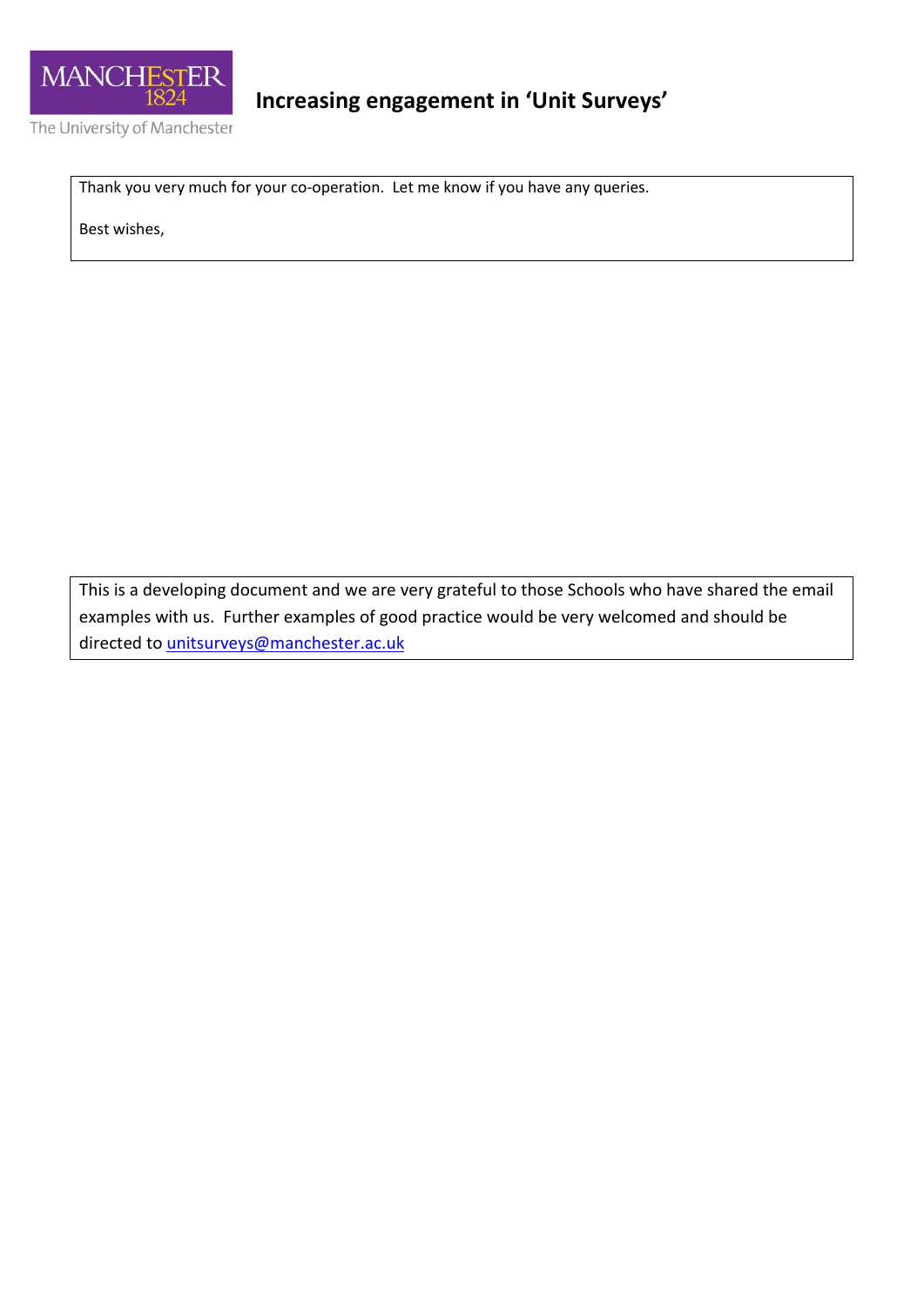Thank you very much for your co-operation. Let me know if you have any queries.

Best wishes,

This is a developing document and we are very grateful to those Schools who have shared the email examples with us. Further examples of good practice would be very welcomed and should be directed to unitsurveys@manchester.ac.uk